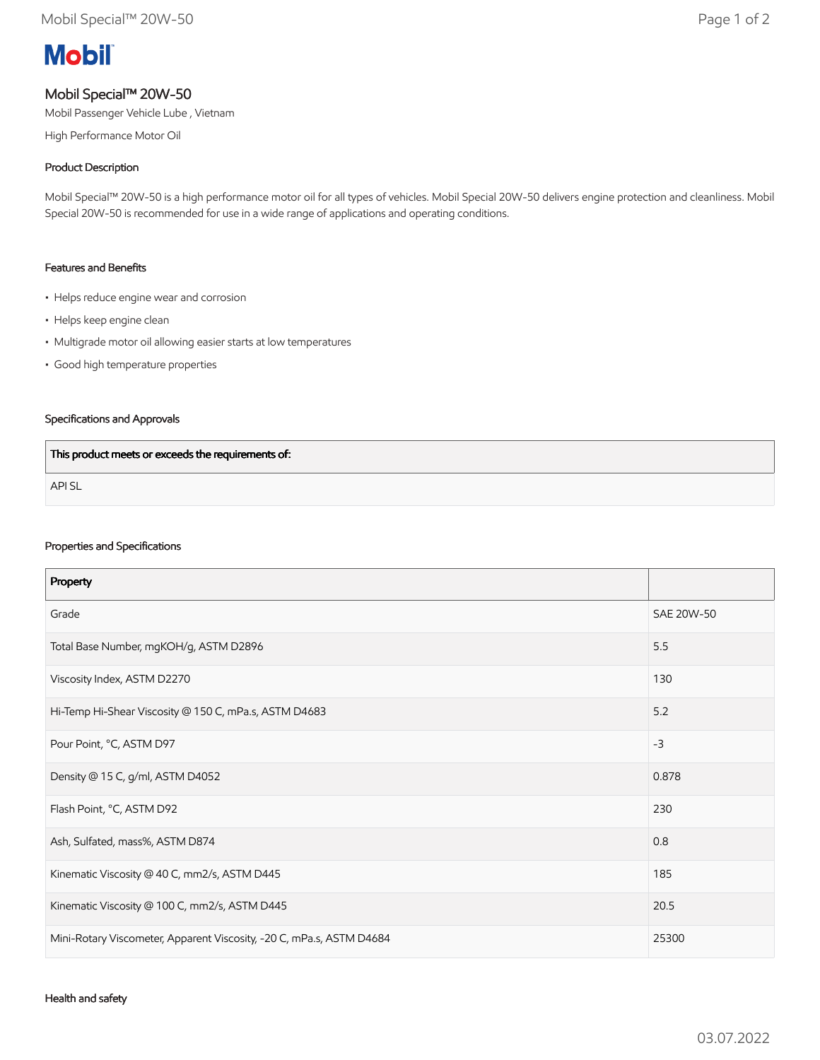# Mobil

## Mobil Special™ 20W-50

Mobil Passenger Vehicle Lube , Vietnam

High Performance Motor Oil

### Product Description

Mobil Special™ 20W-50 is a high performance motor oil for all types of vehicles. Mobil Special 20W-50 delivers engine protection and cleanliness. Mobil Special 20W-50 is recommended for use in a wide range of applications and operating conditions.

### Features and Benefits

- Helps reduce engine wear and corrosion
- Helps keep engine clean
- Multigrade motor oil allowing easier starts at low temperatures
- Good high temperature properties

### Specifications and Approvals

| This product meets or exceeds the requirements of: |
|---|
| API SL |

### Properties and Specifications

| Property | |
|---|---|
| Grade | SAE 20W-50 |
| Total Base Number, mgKOH/g, ASTM D2896 | 5.5 |
| Viscosity Index, ASTM D2270 | 130 |
| Hi-Temp Hi-Shear Viscosity @ 150 C, mPa.s, ASTM D4683 | 5.2 |
| Pour Point, °C, ASTM D97 | -3 |
| Density @ 15 C, g/ml, ASTM D4052 | 0.878 |
| Flash Point, °C, ASTM D92 | 230 |
| Ash, Sulfated, mass%, ASTM D874 | 0.8 |
| Kinematic Viscosity @ 40 C, mm2/s, ASTM D445 | 185 |
| Kinematic Viscosity @ 100 C, mm2/s, ASTM D445 | 20.5 |
| Mini-Rotary Viscometer, Apparent Viscosity, -20 C, mPa.s, ASTM D4684 | 25300 |

### Health and safety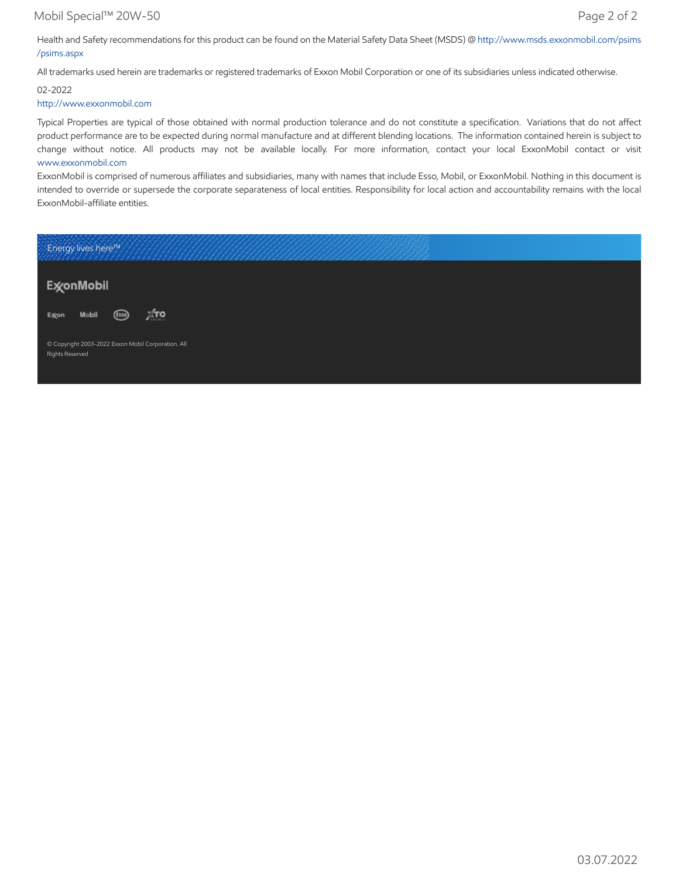Health and Safety recommendations for this product can be found on the Material Safety Data Sheet (MSDS) @ http://www.msds.exxonmobil.com/psims/psims.aspx

All trademarks used herein are trademarks or registered trademarks of Exxon Mobil Corporation or one of its subsidiaries unless indicated otherwise.

02-2022

http://www.exxonmobil.com

Typical Properties are typical of those obtained with normal production tolerance and do not constitute a specification. Variations that do not affect product performance are to be expected during normal manufacture and at different blending locations. The information contained herein is subject to change without notice. All products may not be available locally. For more information, contact your local ExxonMobil contact or visit www.exxonmobil.com

ExxonMobil is comprised of numerous affiliates and subsidiaries, many with names that include Esso, Mobil, or ExxonMobil. Nothing in this document is intended to override or supersede the corporate separateness of local entities. Responsibility for local action and accountability remains with the local ExxonMobil-affiliate entities.

Energy lives here™

ExxonMobil

Exxon Mobil Esso XTO

© Copyright 2003-2022 Exxon Mobil Corporation. All Rights Reserved

03.07.2022